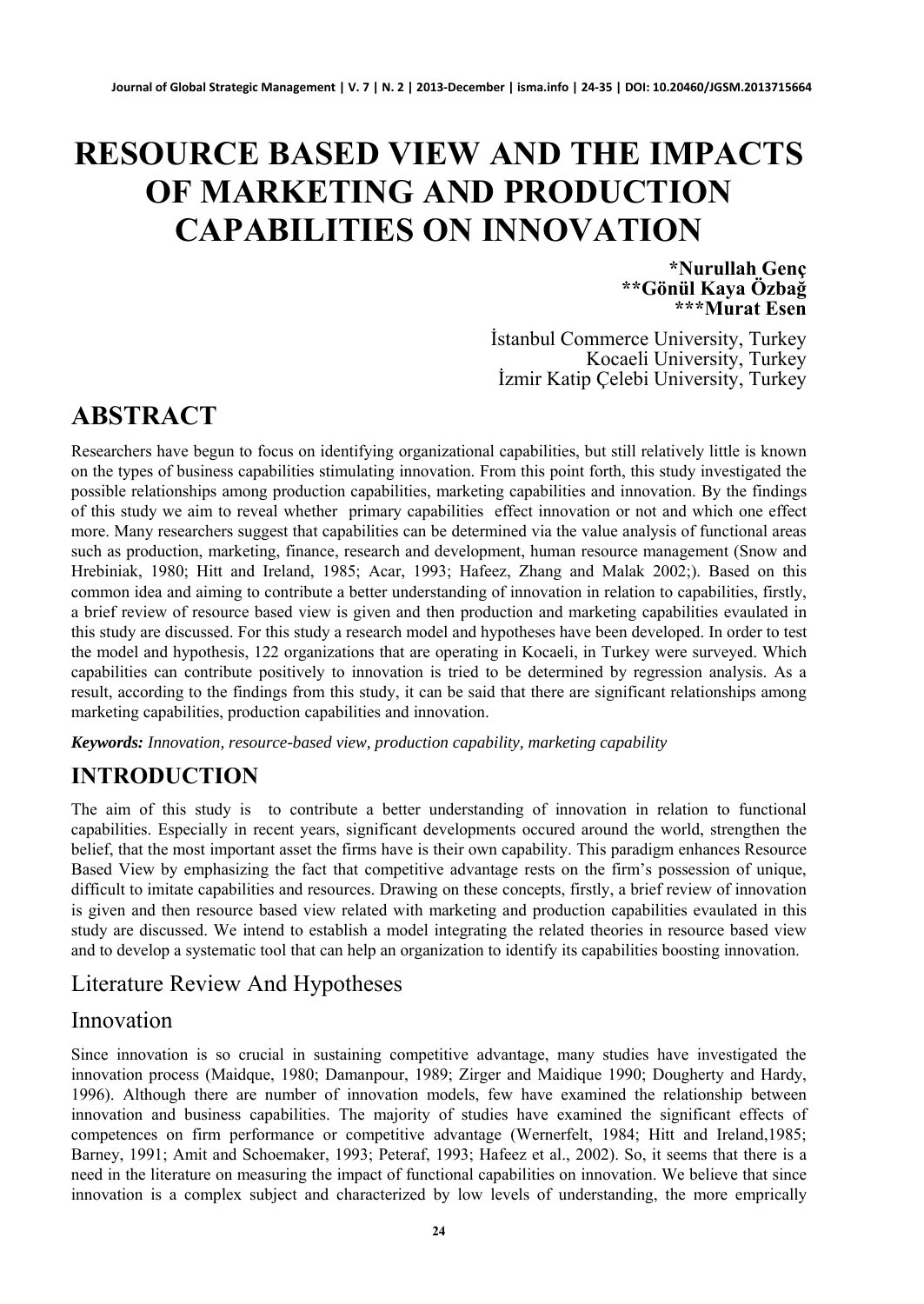# RESOURCE BASED VIEW AND THE IMPACTS OF MARKETING AND PRODUCTION CAPABILITIES ON INNOVATION

**\*Nurullah Genç**
**\*\*Gönül Kaya Özbağ**
**\*\*\*Murat Esen**

İstanbul Commerce University, Turkey
Kocaeli University, Turkey
İzmir Katip Çelebi University, Turkey

## ABSTRACT

Researchers have begun to focus on identifying organizational capabilities, but still relatively little is known on the types of business capabilities stimulating innovation. From this point forth, this study investigated the possible relationships among production capabilities, marketing capabilities and innovation. By the findings of this study we aim to reveal whether primary capabilities effect innovation or not and which one effect more. Many researchers suggest that capabilities can be determined via the value analysis of functional areas such as production, marketing, finance, research and development, human resource management (Snow and Hrebiniak, 1980; Hitt and Ireland, 1985; Acar, 1993; Hafeez, Zhang and Malak 2002;). Based on this common idea and aiming to contribute a better understanding of innovation in relation to capabilities, firstly, a brief review of resource based view is given and then production and marketing capabilities evaulated in this study are discussed. For this study a research model and hypotheses have been developed. In order to test the model and hypothesis, 122 organizations that are operating in Kocaeli, in Turkey were surveyed. Which capabilities can contribute positively to innovation is tried to be determined by regression analysis. As a result, according to the findings from this study, it can be said that there are significant relationships among marketing capabilities, production capabilities and innovation.

***Keywords:*** *Innovation, resource-based view, production capability, marketing capability*

## INTRODUCTION

The aim of this study is to contribute a better understanding of innovation in relation to functional capabilities. Especially in recent years, significant developments occured around the world, strengthen the belief, that the most important asset the firms have is their own capability. This paradigm enhances Resource Based View by emphasizing the fact that competitive advantage rests on the firm's possession of unique, difficult to imitate capabilities and resources. Drawing on these concepts, firstly, a brief review of innovation is given and then resource based view related with marketing and production capabilities evaulated in this study are discussed. We intend to establish a model integrating the related theories in resource based view and to develop a systematic tool that can help an organization to identify its capabilities boosting innovation.

## Literature Review And Hypotheses

## Innovation

Since innovation is so crucial in sustaining competitive advantage, many studies have investigated the innovation process (Maidque, 1980; Damanpour, 1989; Zirger and Maidique 1990; Dougherty and Hardy, 1996). Although there are number of innovation models, few have examined the relationship between innovation and business capabilities. The majority of studies have examined the significant effects of competences on firm performance or competitive advantage (Wernerfelt, 1984; Hitt and Ireland,1985; Barney, 1991; Amit and Schoemaker, 1993; Peteraf, 1993; Hafeez et al., 2002). So, it seems that there is a need in the literature on measuring the impact of functional capabilities on innovation. We believe that since innovation is a complex subject and characterized by low levels of understanding, the more emprically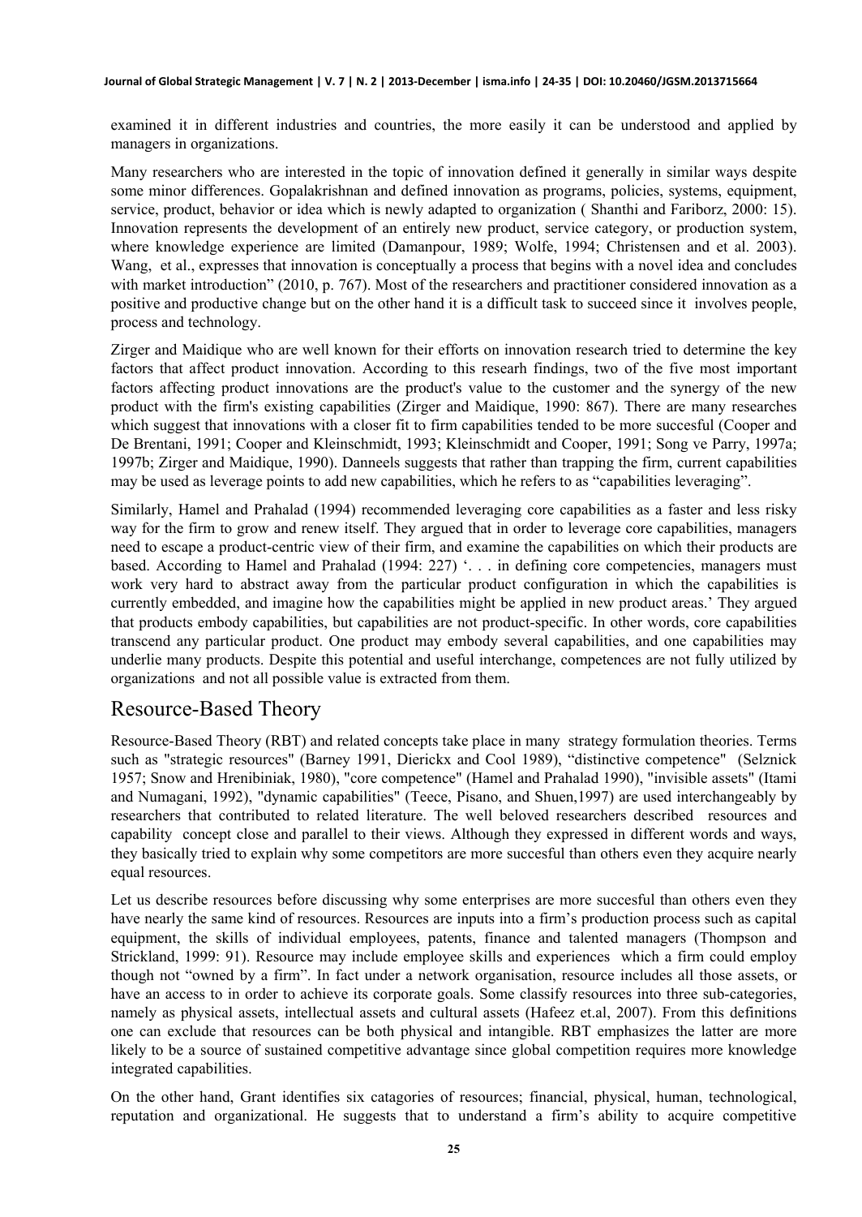examined it in different industries and countries, the more easily it can be understood and applied by managers in organizations.

Many researchers who are interested in the topic of innovation defined it generally in similar ways despite some minor differences. Gopalakrishnan and defined innovation as programs, policies, systems, equipment, service, product, behavior or idea which is newly adapted to organization ( Shanthi and Fariborz, 2000: 15). Innovation represents the development of an entirely new product, service category, or production system, where knowledge experience are limited (Damanpour, 1989; Wolfe, 1994; Christensen and et al. 2003). Wang, et al., expresses that innovation is conceptually a process that begins with a novel idea and concludes with market introduction" (2010, p. 767). Most of the researchers and practitioner considered innovation as a positive and productive change but on the other hand it is a difficult task to succeed since it involves people, process and technology.

Zirger and Maidique who are well known for their efforts on innovation research tried to determine the key factors that affect product innovation. According to this researh findings, two of the five most important factors affecting product innovations are the product's value to the customer and the synergy of the new product with the firm's existing capabilities (Zirger and Maidique, 1990: 867). There are many researches which suggest that innovations with a closer fit to firm capabilities tended to be more succesful (Cooper and De Brentani, 1991; Cooper and Kleinschmidt, 1993; Kleinschmidt and Cooper, 1991; Song ve Parry, 1997a; 1997b; Zirger and Maidique, 1990). Danneels suggests that rather than trapping the firm, current capabilities may be used as leverage points to add new capabilities, which he refers to as "capabilities leveraging".

Similarly, Hamel and Prahalad (1994) recommended leveraging core capabilities as a faster and less risky way for the firm to grow and renew itself. They argued that in order to leverage core capabilities, managers need to escape a product-centric view of their firm, and examine the capabilities on which their products are based. According to Hamel and Prahalad (1994: 227) '. . . in defining core competencies, managers must work very hard to abstract away from the particular product configuration in which the capabilities is currently embedded, and imagine how the capabilities might be applied in new product areas.' They argued that products embody capabilities, but capabilities are not product-specific. In other words, core capabilities transcend any particular product. One product may embody several capabilities, and one capabilities may underlie many products. Despite this potential and useful interchange, competences are not fully utilized by organizations and not all possible value is extracted from them.

## Resource-Based Theory

Resource-Based Theory (RBT) and related concepts take place in many strategy formulation theories. Terms such as "strategic resources" (Barney 1991, Dierickx and Cool 1989), "distinctive competence" (Selznick 1957; Snow and Hrenibiniak, 1980), "core competence" (Hamel and Prahalad 1990), "invisible assets" (Itami and Numagani, 1992), "dynamic capabilities" (Teece, Pisano, and Shuen,1997) are used interchangeably by researchers that contributed to related literature. The well beloved researchers described resources and capability concept close and parallel to their views. Although they expressed in different words and ways, they basically tried to explain why some competitors are more succesful than others even they acquire nearly equal resources.

Let us describe resources before discussing why some enterprises are more succesful than others even they have nearly the same kind of resources. Resources are inputs into a firm's production process such as capital equipment, the skills of individual employees, patents, finance and talented managers (Thompson and Strickland, 1999: 91). Resource may include employee skills and experiences which a firm could employ though not "owned by a firm". In fact under a network organisation, resource includes all those assets, or have an access to in order to achieve its corporate goals. Some classify resources into three sub-categories, namely as physical assets, intellectual assets and cultural assets (Hafeez et.al, 2007). From this definitions one can exclude that resources can be both physical and intangible. RBT emphasizes the latter are more likely to be a source of sustained competitive advantage since global competition requires more knowledge integrated capabilities.

On the other hand, Grant identifies six catagories of resources; financial, physical, human, technological, reputation and organizational. He suggests that to understand a firm's ability to acquire competitive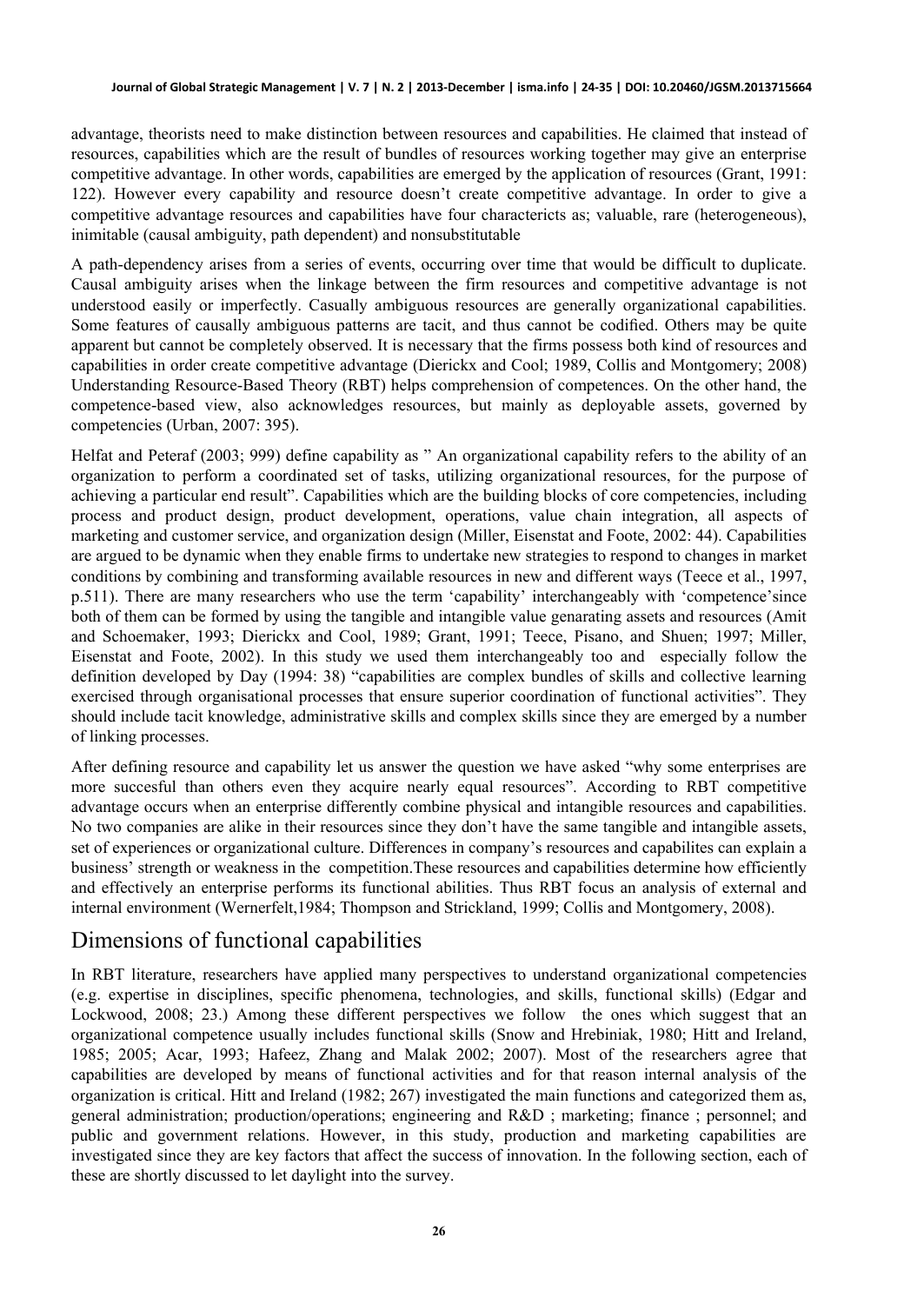advantage, theorists need to make distinction between resources and capabilities. He claimed that instead of resources, capabilities which are the result of bundles of resources working together may give an enterprise competitive advantage. In other words, capabilities are emerged by the application of resources (Grant, 1991: 122). However every capability and resource doesn't create competitive advantage. In order to give a competitive advantage resources and capabilities have four characterists as; valuable, rare (heterogeneous), inimitable (causal ambiguity, path dependent) and nonsubstitutable

A path-dependency arises from a series of events, occurring over time that would be difficult to duplicate. Causal ambiguity arises when the linkage between the firm resources and competitive advantage is not understood easily or imperfectly. Casually ambiguous resources are generally organizational capabilities. Some features of causally ambiguous patterns are tacit, and thus cannot be codified. Others may be quite apparent but cannot be completely observed. It is necessary that the firms possess both kind of resources and capabilities in order create competitive advantage (Dierickx and Cool; 1989, Collis and Montgomery; 2008) Understanding Resource-Based Theory (RBT) helps comprehension of competences. On the other hand, the competence-based view, also acknowledges resources, but mainly as deployable assets, governed by competencies (Urban, 2007: 395).

Helfat and Peteraf (2003; 999) define capability as " An organizational capability refers to the ability of an organization to perform a coordinated set of tasks, utilizing organizational resources, for the purpose of achieving a particular end result". Capabilities which are the building blocks of core competencies, including process and product design, product development, operations, value chain integration, all aspects of marketing and customer service, and organization design (Miller, Eisenstat and Foote, 2002: 44). Capabilities are argued to be dynamic when they enable firms to undertake new strategies to respond to changes in market conditions by combining and transforming available resources in new and different ways (Teece et al., 1997, p.511). There are many researchers who use the term 'capability' interchangeably with 'competence'since both of them can be formed by using the tangible and intangible value genarating assets and resources (Amit and Schoemaker, 1993; Dierickx and Cool, 1989; Grant, 1991; Teece, Pisano, and Shuen; 1997; Miller, Eisenstat and Foote, 2002). In this study we used them interchangeably too and especially follow the definition developed by Day (1994: 38) "capabilities are complex bundles of skills and collective learning exercised through organisational processes that ensure superior coordination of functional activities". They should include tacit knowledge, administrative skills and complex skills since they are emerged by a number of linking processes.

After defining resource and capability let us answer the question we have asked "why some enterprises are more succesful than others even they acquire nearly equal resources". According to RBT competitive advantage occurs when an enterprise differently combine physical and intangible resources and capabilities. No two companies are alike in their resources since they don't have the same tangible and intangible assets, set of experiences or organizational culture. Differences in company's resources and capabilites can explain a business' strength or weakness in the competition.These resources and capabilities determine how efficiently and effectively an enterprise performs its functional abilities. Thus RBT focus an analysis of external and internal environment (Wernerfelt,1984; Thompson and Strickland, 1999; Collis and Montgomery, 2008).

## Dimensions of functional capabilities

In RBT literature, researchers have applied many perspectives to understand organizational competencies (e.g. expertise in disciplines, specific phenomena, technologies, and skills, functional skills) (Edgar and Lockwood, 2008; 23.) Among these different perspectives we follow the ones which suggest that an organizational competence usually includes functional skills (Snow and Hrebiniak, 1980; Hitt and Ireland, 1985; 2005; Acar, 1993; Hafeez, Zhang and Malak 2002; 2007). Most of the researchers agree that capabilities are developed by means of functional activities and for that reason internal analysis of the organization is critical. Hitt and Ireland (1982; 267) investigated the main functions and categorized them as, general administration; production/operations; engineering and R&D ; marketing; finance ; personnel; and public and government relations. However, in this study, production and marketing capabilities are investigated since they are key factors that affect the success of innovation. In the following section, each of these are shortly discussed to let daylight into the survey.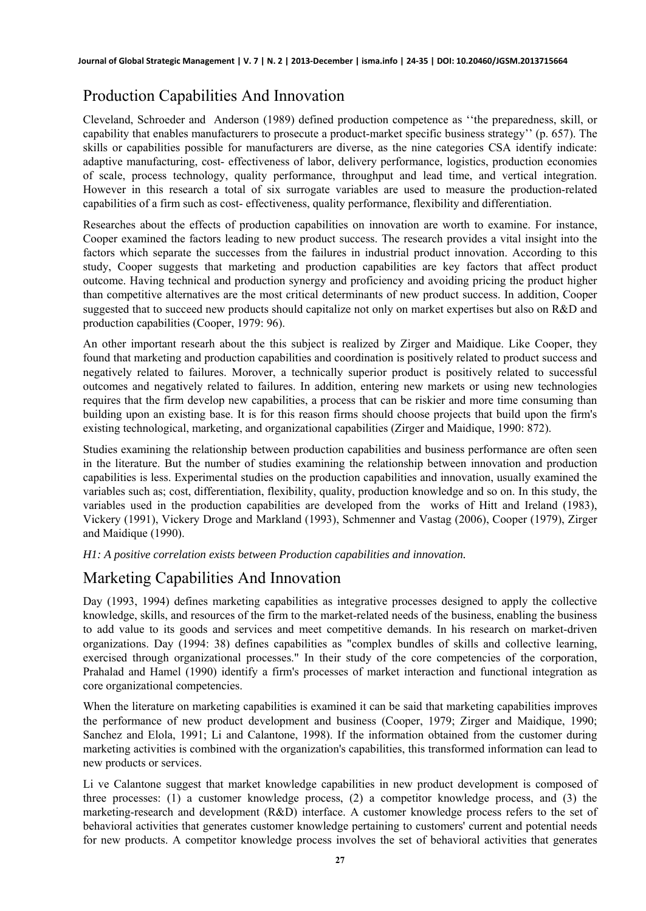## Production Capabilities And Innovation

Cleveland, Schroeder and Anderson (1989) defined production competence as ''the preparedness, skill, or capability that enables manufacturers to prosecute a product-market specific business strategy'' (p. 657). The skills or capabilities possible for manufacturers are diverse, as the nine categories CSA identify indicate: adaptive manufacturing, cost- effectiveness of labor, delivery performance, logistics, production economies of scale, process technology, quality performance, throughput and lead time, and vertical integration. However in this research a total of six surrogate variables are used to measure the production-related capabilities of a firm such as cost- effectiveness, quality performance, flexibility and differentiation.

Researches about the effects of production capabilities on innovation are worth to examine. For instance, Cooper examined the factors leading to new product success. The research provides a vital insight into the factors which separate the successes from the failures in industrial product innovation. According to this study, Cooper suggests that marketing and production capabilities are key factors that affect product outcome. Having technical and production synergy and proficiency and avoiding pricing the product higher than competitive alternatives are the most critical determinants of new product success. In addition, Cooper suggested that to succeed new products should capitalize not only on market expertises but also on R&D and production capabilities (Cooper, 1979: 96).

An other important researh about the this subject is realized by Zirger and Maidique. Like Cooper, they found that marketing and production capabilities and coordination is positively related to product success and negatively related to failures. Morover, a technically superior product is positively related to successful outcomes and negatively related to failures. In addition, entering new markets or using new technologies requires that the firm develop new capabilities, a process that can be riskier and more time consuming than building upon an existing base. It is for this reason firms should choose projects that build upon the firm's existing technological, marketing, and organizational capabilities (Zirger and Maidique, 1990: 872).

Studies examining the relationship between production capabilities and business performance are often seen in the literature. But the number of studies examining the relationship between innovation and production capabilities is less. Experimental studies on the production capabilities and innovation, usually examined the variables such as; cost, differentiation, flexibility, quality, production knowledge and so on. In this study, the variables used in the production capabilities are developed from the works of Hitt and Ireland (1983), Vickery (1991), Vickery Droge and Markland (1993), Schmenner and Vastag (2006), Cooper (1979), Zirger and Maidique (1990).

*H1: A positive correlation exists between Production capabilities and innovation.*

## Marketing Capabilities And Innovation

Day (1993, 1994) defines marketing capabilities as integrative processes designed to apply the collective knowledge, skills, and resources of the firm to the market-related needs of the business, enabling the business to add value to its goods and services and meet competitive demands. In his research on market-driven organizations. Day (1994: 38) defines capabilities as "complex bundles of skills and collective learning, exercised through organizational processes." In their study of the core competencies of the corporation, Prahalad and Hamel (1990) identify a firm's processes of market interaction and functional integration as core organizational competencies.

When the literature on marketing capabilities is examined it can be said that marketing capabilities improves the performance of new product development and business (Cooper, 1979; Zirger and Maidique, 1990; Sanchez and Elola, 1991; Li and Calantone, 1998). If the information obtained from the customer during marketing activities is combined with the organization's capabilities, this transformed information can lead to new products or services.

Li ve Calantone suggest that market knowledge capabilities in new product development is composed of three processes: (1) a customer knowledge process, (2) a competitor knowledge process, and (3) the marketing-research and development (R&D) interface. A customer knowledge process refers to the set of behavioral activities that generates customer knowledge pertaining to customers' current and potential needs for new products. A competitor knowledge process involves the set of behavioral activities that generates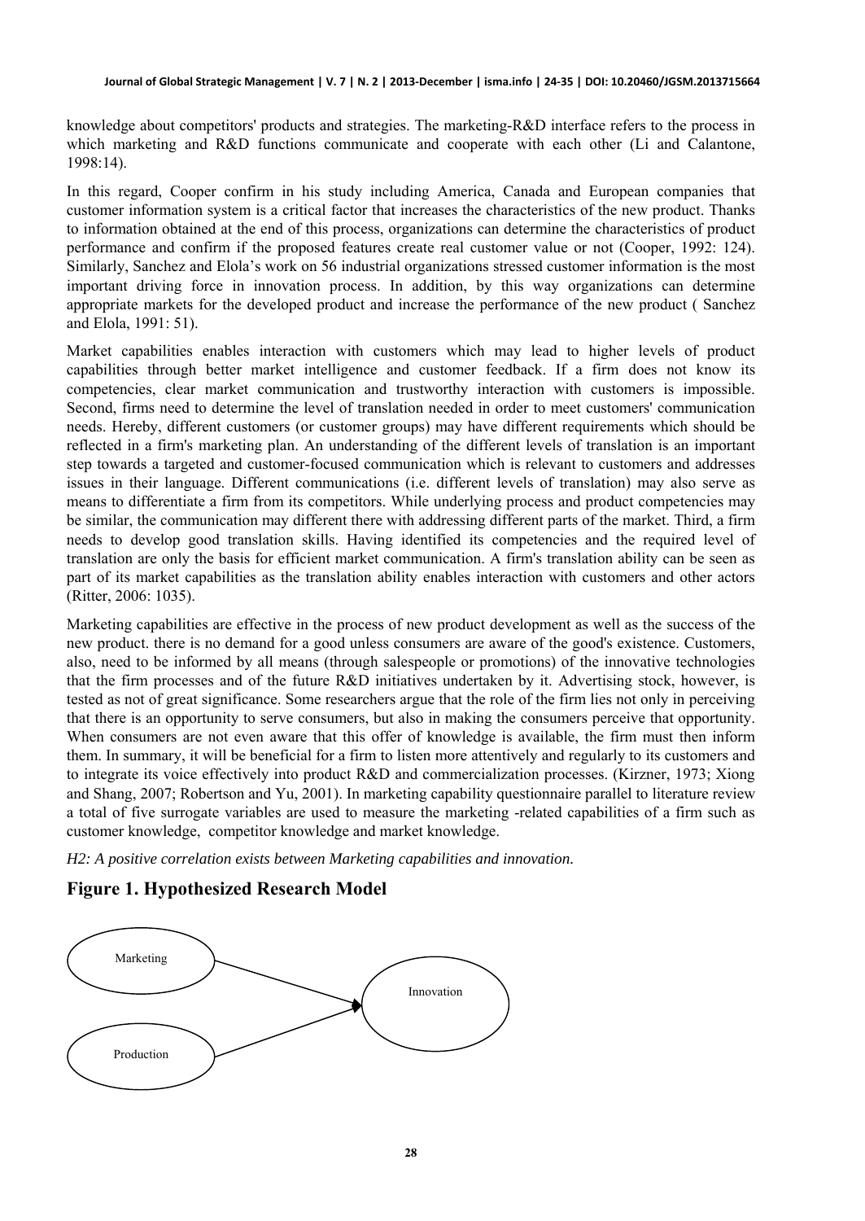knowledge about competitors' products and strategies. The marketing-R&D interface refers to the process in which marketing and R&D functions communicate and cooperate with each other (Li and Calantone, 1998:14).

In this regard, Cooper confirm in his study including America, Canada and European companies that customer information system is a critical factor that increases the characteristics of the new product. Thanks to information obtained at the end of this process, organizations can determine the characteristics of product performance and confirm if the proposed features create real customer value or not (Cooper, 1992: 124). Similarly, Sanchez and Elola's work on 56 industrial organizations stressed customer information is the most important driving force in innovation process. In addition, by this way organizations can determine appropriate markets for the developed product and increase the performance of the new product ( Sanchez and Elola, 1991: 51).

Market capabilities enables interaction with customers which may lead to higher levels of product capabilities through better market intelligence and customer feedback. If a firm does not know its competencies, clear market communication and trustworthy interaction with customers is impossible. Second, firms need to determine the level of translation needed in order to meet customers' communication needs. Hereby, different customers (or customer groups) may have different requirements which should be reflected in a firm's marketing plan. An understanding of the different levels of translation is an important step towards a targeted and customer-focused communication which is relevant to customers and addresses issues in their language. Different communications (i.e. different levels of translation) may also serve as means to differentiate a firm from its competitors. While underlying process and product competencies may be similar, the communication may different there with addressing different parts of the market. Third, a firm needs to develop good translation skills. Having identified its competencies and the required level of translation are only the basis for efficient market communication. A firm's translation ability can be seen as part of its market capabilities as the translation ability enables interaction with customers and other actors (Ritter, 2006: 1035).

Marketing capabilities are effective in the process of new product development as well as the success of the new product. there is no demand for a good unless consumers are aware of the good's existence. Customers, also, need to be informed by all means (through salespeople or promotions) of the innovative technologies that the firm processes and of the future R&D initiatives undertaken by it. Advertising stock, however, is tested as not of great significance. Some researchers argue that the role of the firm lies not only in perceiving that there is an opportunity to serve consumers, but also in making the consumers perceive that opportunity. When consumers are not even aware that this offer of knowledge is available, the firm must then inform them. In summary, it will be beneficial for a firm to listen more attentively and regularly to its customers and to integrate its voice effectively into product R&D and commercialization processes. (Kirzner, 1973; Xiong and Shang, 2007; Robertson and Yu, 2001). In marketing capability questionnaire parallel to literature review a total of five surrogate variables are used to measure the marketing -related capabilities of a firm such as customer knowledge, competitor knowledge and market knowledge.

*H2: A positive correlation exists between Marketing capabilities and innovation.*

## Figure 1. Hypothesized Research Model

Marketing → Innovation

Production → Innovation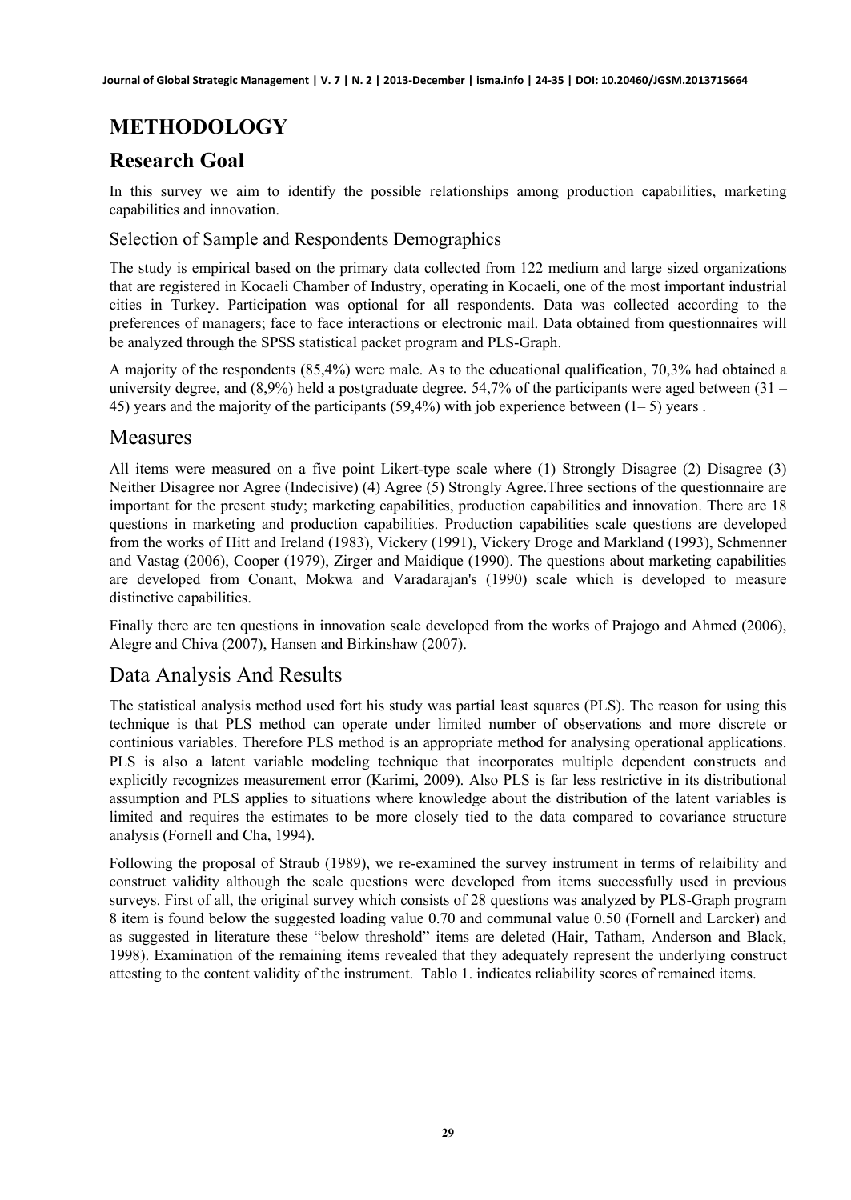# METHODOLOGY

## Research Goal

In this survey we aim to identify the possible relationships among production capabilities, marketing capabilities and innovation.

### Selection of Sample and Respondents Demographics

The study is empirical based on the primary data collected from 122 medium and large sized organizations that are registered in Kocaeli Chamber of Industry, operating in Kocaeli, one of the most important industrial cities in Turkey. Participation was optional for all respondents. Data was collected according to the preferences of managers; face to face interactions or electronic mail. Data obtained from questionnaires will be analyzed through the SPSS statistical packet program and PLS-Graph.

A majority of the respondents (85,4%) were male. As to the educational qualification, 70,3% had obtained a university degree, and (8,9%) held a postgraduate degree. 54,7% of the participants were aged between (31 – 45) years and the majority of the participants (59,4%) with job experience between (1– 5) years .

### Measures

All items were measured on a five point Likert-type scale where (1) Strongly Disagree (2) Disagree (3) Neither Disagree nor Agree (Indecisive) (4) Agree (5) Strongly Agree.Three sections of the questionnaire are important for the present study; marketing capabilities, production capabilities and innovation. There are 18 questions in marketing and production capabilities. Production capabilities scale questions are developed from the works of Hitt and Ireland (1983), Vickery (1991), Vickery Droge and Markland (1993), Schmenner and Vastag (2006), Cooper (1979), Zirger and Maidique (1990). The questions about marketing capabilities are developed from Conant, Mokwa and Varadarajan's (1990) scale which is developed to measure distinctive capabilities.

Finally there are ten questions in innovation scale developed from the works of Prajogo and Ahmed (2006), Alegre and Chiva (2007), Hansen and Birkinshaw (2007).

### Data Analysis And Results

The statistical analysis method used fort his study was partial least squares (PLS). The reason for using this technique is that PLS method can operate under limited number of observations and more discrete or continious variables. Therefore PLS method is an appropriate method for analysing operational applications. PLS is also a latent variable modeling technique that incorporates multiple dependent constructs and explicitly recognizes measurement error (Karimi, 2009). Also PLS is far less restrictive in its distributional assumption and PLS applies to situations where knowledge about the distribution of the latent variables is limited and requires the estimates to be more closely tied to the data compared to covariance structure analysis (Fornell and Cha, 1994).

Following the proposal of Straub (1989), we re-examined the survey instrument in terms of relaibility and construct validity although the scale questions were developed from items successfully used in previous surveys. First of all, the original survey which consists of 28 questions was analyzed by PLS-Graph program 8 item is found below the suggested loading value 0.70 and communal value 0.50 (Fornell and Larcker) and as suggested in literature these "below threshold" items are deleted (Hair, Tatham, Anderson and Black, 1998). Examination of the remaining items revealed that they adequately represent the underlying construct attesting to the content validity of the instrument. Tablo 1. indicates reliability scores of remained items.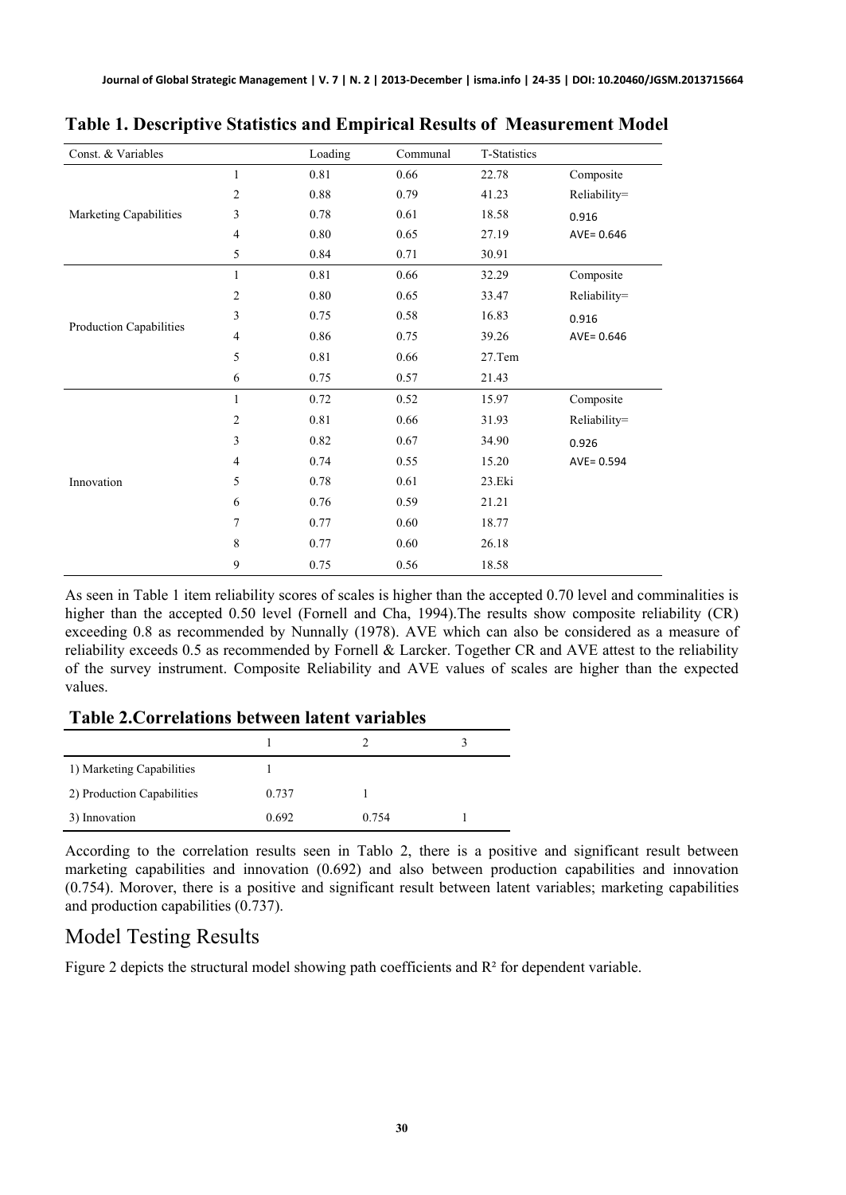**Table 1. Descriptive Statistics and Empirical Results of Measurement Model**

| Const. & Variables | | Loading | Communal | T-Statistics | |
|---|---|---|---|---|---|
| Marketing Capabilities | 1 | 0.81 | 0.66 | 22.78 | Composite |
| | 2 | 0.88 | 0.79 | 41.23 | Reliability= |
| | 3 | 0.78 | 0.61 | 18.58 | 0.916 |
| | 4 | 0.80 | 0.65 | 27.19 | AVE= 0.646 |
| | 5 | 0.84 | 0.71 | 30.91 | |
| Production Capabilities | 1 | 0.81 | 0.66 | 32.29 | Composite |
| | 2 | 0.80 | 0.65 | 33.47 | Reliability= |
| | 3 | 0.75 | 0.58 | 16.83 | 0.916 |
| | 4 | 0.86 | 0.75 | 39.26 | AVE= 0.646 |
| | 5 | 0.81 | 0.66 | 27.Tem | |
| | 6 | 0.75 | 0.57 | 21.43 | |
| Innovation | 1 | 0.72 | 0.52 | 15.97 | Composite |
| | 2 | 0.81 | 0.66 | 31.93 | Reliability= |
| | 3 | 0.82 | 0.67 | 34.90 | 0.926 |
| | 4 | 0.74 | 0.55 | 15.20 | AVE= 0.594 |
| | 5 | 0.78 | 0.61 | 23.Eki | |
| | 6 | 0.76 | 0.59 | 21.21 | |
| | 7 | 0.77 | 0.60 | 18.77 | |
| | 8 | 0.77 | 0.60 | 26.18 | |
| | 9 | 0.75 | 0.56 | 18.58 | |

As seen in Table 1 item reliability scores of scales is higher than the accepted 0.70 level and comminalities is higher than the accepted 0.50 level (Fornell and Cha, 1994).The results show composite reliability (CR) exceeding 0.8 as recommended by Nunnally (1978). AVE which can also be considered as a measure of reliability exceeds 0.5 as recommended by Fornell & Larcker. Together CR and AVE attest to the reliability of the survey instrument. Composite Reliability and AVE values of scales are higher than the expected values.

**Table 2.Correlations between latent variables**

| | 1 | 2 | 3 |
|---|---|---|---|
| 1) Marketing Capabilities | 1 | | |
| 2) Production Capabilities | 0.737 | 1 | |
| 3) Innovation | 0.692 | 0.754 | 1 |

According to the correlation results seen in Tablo 2, there is a positive and significant result between marketing capabilities and innovation (0.692) and also between production capabilities and innovation (0.754). Morover, there is a positive and significant result between latent variables; marketing capabilities and production capabilities (0.737).

## Model Testing Results

Figure 2 depicts the structural model showing path coefficients and $R^2$ for dependent variable.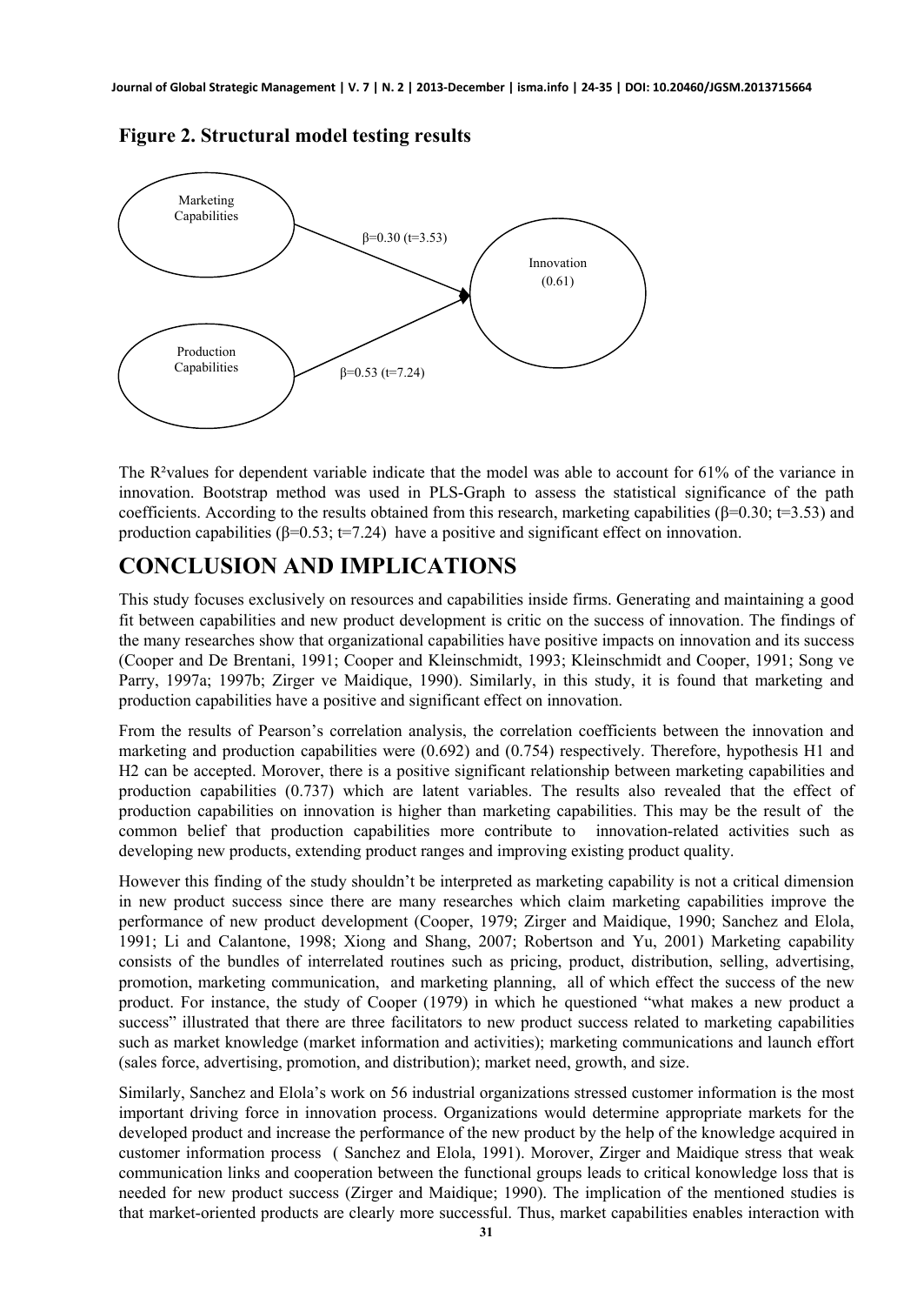**Figure 2. Structural model testing results**

Marketing Capabilities → Innovation (0.61): β=0.30 (t=3.53)

Production Capabilities → Innovation (0.61): β=0.53 (t=7.24)

The $R^2$values for dependent variable indicate that the model was able to account for 61% of the variance in innovation. Bootstrap method was used in PLS-Graph to assess the statistical significance of the path coefficients. According to the results obtained from this research, marketing capabilities (β=0.30; t=3.53) and production capabilities (β=0.53; t=7.24) have a positive and significant effect on innovation.

# CONCLUSION AND IMPLICATIONS

This study focuses exclusively on resources and capabilities inside firms. Generating and maintaining a good fit between capabilities and new product development is critic on the success of innovation. The findings of the many researches show that organizational capabilities have positive impacts on innovation and its success (Cooper and De Brentani, 1991; Cooper and Kleinschmidt, 1993; Kleinschmidt and Cooper, 1991; Song ve Parry, 1997a; 1997b; Zirger ve Maidique, 1990). Similarly, in this study, it is found that marketing and production capabilities have a positive and significant effect on innovation.

From the results of Pearson's correlation analysis, the correlation coefficients between the innovation and marketing and production capabilities were (0.692) and (0.754) respectively. Therefore, hypothesis H1 and H2 can be accepted. Morover, there is a positive significant relationship between marketing capabilities and production capabilities (0.737) which are latent variables. The results also revealed that the effect of production capabilities on innovation is higher than marketing capabilities. This may be the result of the common belief that production capabilities more contribute to innovation-related activities such as developing new products, extending product ranges and improving existing product quality.

However this finding of the study shouldn't be interpreted as marketing capability is not a critical dimension in new product success since there are many researches which claim marketing capabilities improve the performance of new product development (Cooper, 1979; Zirger and Maidique, 1990; Sanchez and Elola, 1991; Li and Calantone, 1998; Xiong and Shang, 2007; Robertson and Yu, 2001) Marketing capability consists of the bundles of interrelated routines such as pricing, product, distribution, selling, advertising, promotion, marketing communication, and marketing planning, all of which effect the success of the new product. For instance, the study of Cooper (1979) in which he questioned "what makes a new product a success" illustrated that there are three facilitators to new product success related to marketing capabilities such as market knowledge (market information and activities); marketing communications and launch effort (sales force, advertising, promotion, and distribution); market need, growth, and size.

Similarly, Sanchez and Elola's work on 56 industrial organizations stressed customer information is the most important driving force in innovation process. Organizations would determine appropriate markets for the developed product and increase the performance of the new product by the help of the knowledge acquired in customer information process ( Sanchez and Elola, 1991). Morover, Zirger and Maidique stress that weak communication links and cooperation between the functional groups leads to critical konowledge loss that is needed for new product success (Zirger and Maidique; 1990). The implication of the mentioned studies is that market-oriented products are clearly more successful. Thus, market capabilities enables interaction with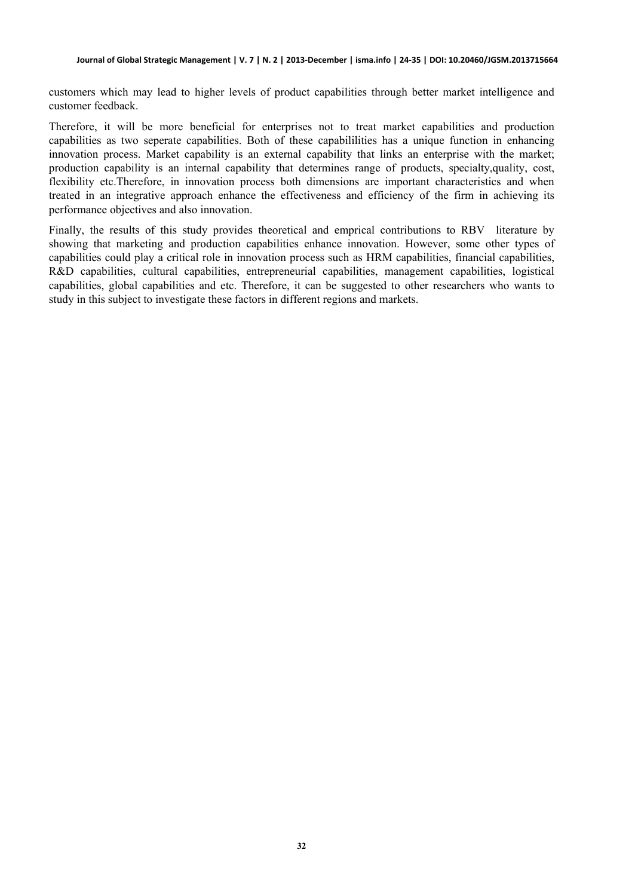customers which may lead to higher levels of product capabilities through better market intelligence and customer feedback.

Therefore, it will be more beneficial for enterprises not to treat market capabilities and production capabilities as two seperate capabilities. Both of these capabililities has a unique function in enhancing innovation process. Market capability is an external capability that links an enterprise with the market; production capability is an internal capability that determines range of products, specialty,quality, cost, flexibility etc.Therefore, in innovation process both dimensions are important characteristics and when treated in an integrative approach enhance the effectiveness and efficiency of the firm in achieving its performance objectives and also innovation.

Finally, the results of this study provides theoretical and emprical contributions to RBV literature by showing that marketing and production capabilities enhance innovation. However, some other types of capabilities could play a critical role in innovation process such as HRM capabilities, financial capabilities, R&D capabilities, cultural capabilities, entrepreneurial capabilities, management capabilities, logistical capabilities, global capabilities and etc. Therefore, it can be suggested to other researchers who wants to study in this subject to investigate these factors in different regions and markets.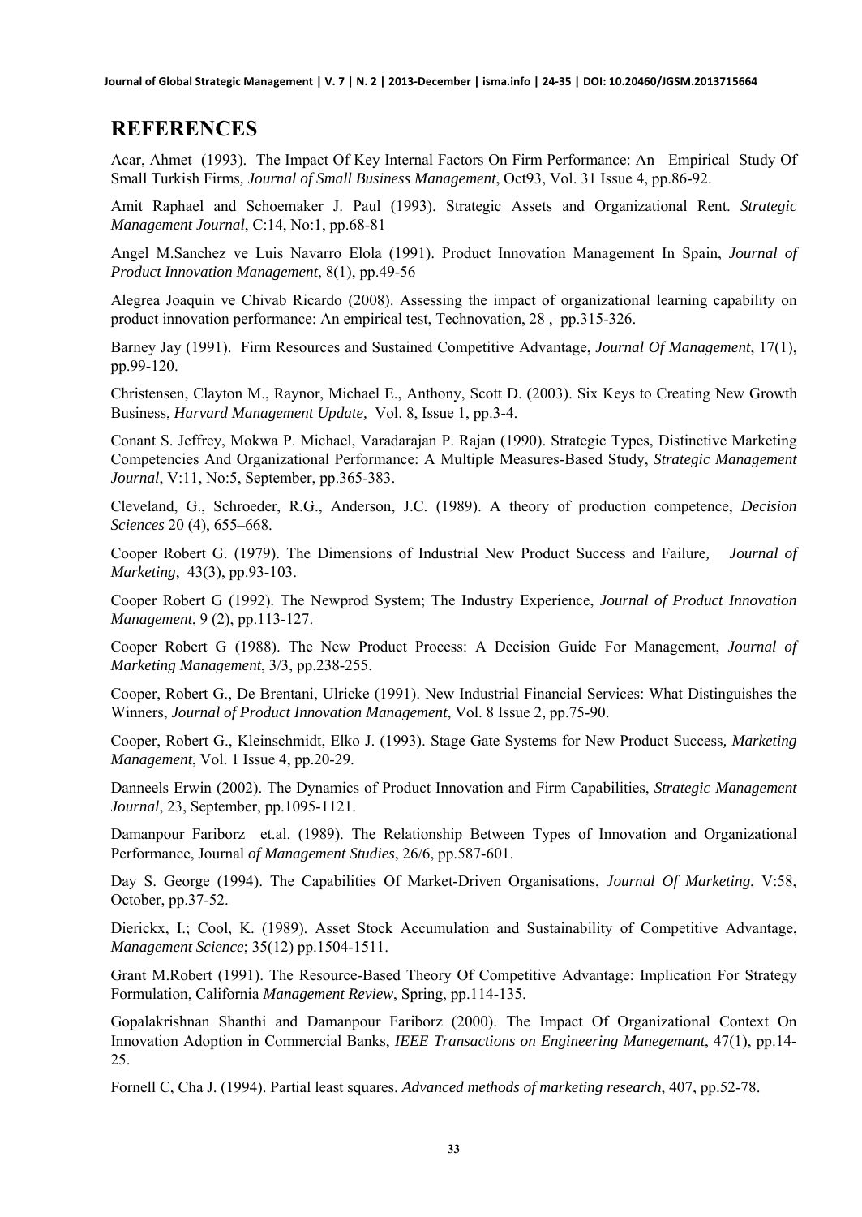## REFERENCES

Acar, Ahmet (1993). The Impact Of Key Internal Factors On Firm Performance: An Empirical Study Of Small Turkish Firms, *Journal of Small Business Management*, Oct93, Vol. 31 Issue 4, pp.86-92.

Amit Raphael and Schoemaker J. Paul (1993). Strategic Assets and Organizational Rent. *Strategic Management Journal*, C:14, No:1, pp.68-81

Angel M.Sanchez ve Luis Navarro Elola (1991). Product Innovation Management In Spain, *Journal of Product Innovation Management*, 8(1), pp.49-56

Alegrea Joaquin ve Chivab Ricardo (2008). Assessing the impact of organizational learning capability on product innovation performance: An empirical test, Technovation, 28 , pp.315-326.

Barney Jay (1991). Firm Resources and Sustained Competitive Advantage, *Journal Of Management*, 17(1), pp.99-120.

Christensen, Clayton M., Raynor, Michael E., Anthony, Scott D. (2003). Six Keys to Creating New Growth Business, *Harvard Management Update,* Vol. 8, Issue 1, pp.3-4.

Conant S. Jeffrey, Mokwa P. Michael, Varadarajan P. Rajan (1990). Strategic Types, Distinctive Marketing Competencies And Organizational Performance: A Multiple Measures-Based Study, *Strategic Management Journal*, V:11, No:5, September, pp.365-383.

Cleveland, G., Schroeder, R.G., Anderson, J.C. (1989). A theory of production competence, *Decision Sciences* 20 (4), 655–668.

Cooper Robert G. (1979). The Dimensions of Industrial New Product Success and Failure, *Journal of Marketing*, 43(3), pp.93-103.

Cooper Robert G (1992). The Newprod System; The Industry Experience, *Journal of Product Innovation Management*, 9 (2), pp.113-127.

Cooper Robert G (1988). The New Product Process: A Decision Guide For Management, *Journal of Marketing Management*, 3/3, pp.238-255.

Cooper, Robert G., De Brentani, Ulricke (1991). New Industrial Financial Services: What Distinguishes the Winners, *Journal of Product Innovation Management*, Vol. 8 Issue 2, pp.75-90.

Cooper, Robert G., Kleinschmidt, Elko J. (1993). Stage Gate Systems for New Product Success, *Marketing Management*, Vol. 1 Issue 4, pp.20-29.

Danneels Erwin (2002). The Dynamics of Product Innovation and Firm Capabilities, *Strategic Management Journal*, 23, September, pp.1095-1121.

Damanpour Fariborz et.al. (1989). The Relationship Between Types of Innovation and Organizational Performance, Journal *of Management Studies*, 26/6, pp.587-601.

Day S. George (1994). The Capabilities Of Market-Driven Organisations, *Journal Of Marketing*, V:58, October, pp.37-52.

Dierickx, I.; Cool, K. (1989). Asset Stock Accumulation and Sustainability of Competitive Advantage, *Management Science*; 35(12) pp.1504-1511.

Grant M.Robert (1991). The Resource-Based Theory Of Competitive Advantage: Implication For Strategy Formulation, California *Management Review*, Spring, pp.114-135.

Gopalakrishnan Shanthi and Damanpour Fariborz (2000). The Impact Of Organizational Context On Innovation Adoption in Commercial Banks, *IEEE Transactions on Engineering Manegemant*, 47(1), pp.14-25.

Fornell C, Cha J. (1994). Partial least squares. *Advanced methods of marketing research*, 407, pp.52-78.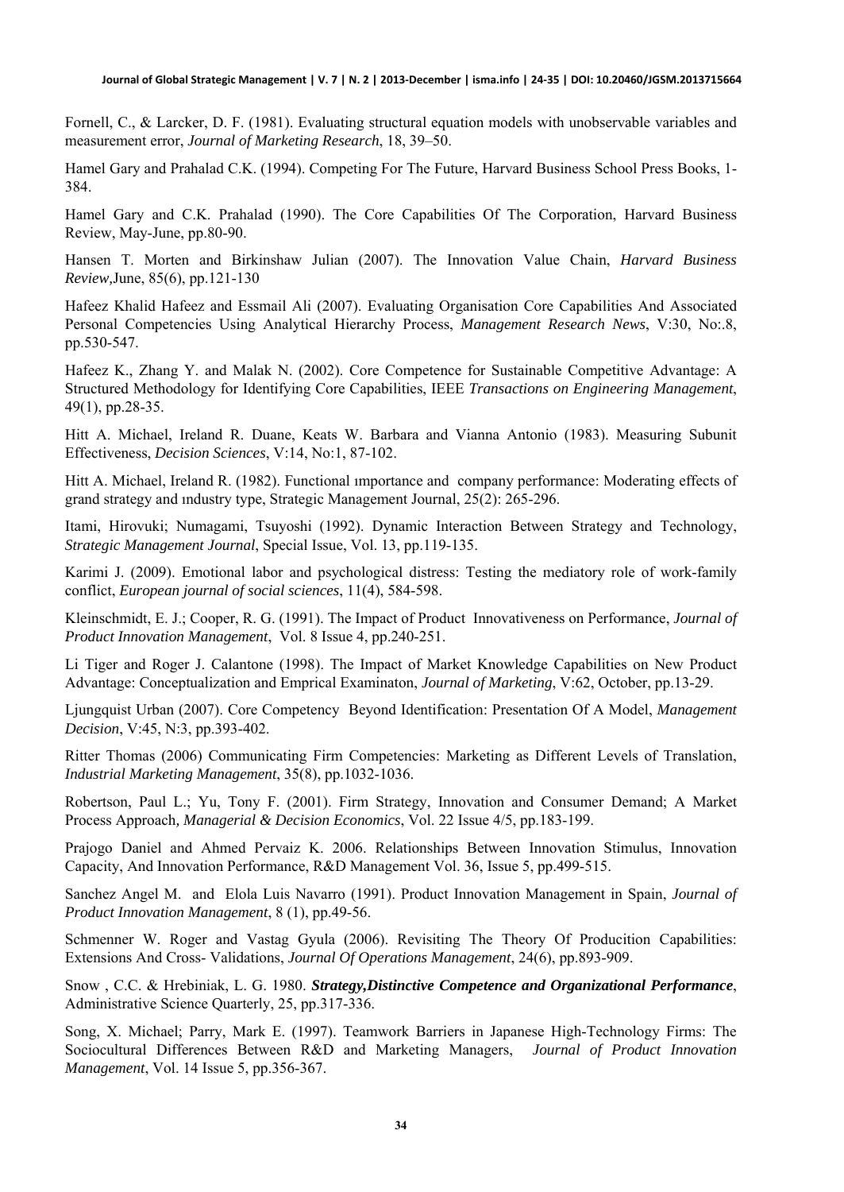Fornell, C., & Larcker, D. F. (1981). Evaluating structural equation models with unobservable variables and measurement error, *Journal of Marketing Research*, 18, 39–50.

Hamel Gary and Prahalad C.K. (1994). Competing For The Future, Harvard Business School Press Books, 1-384.

Hamel Gary and C.K. Prahalad (1990). The Core Capabilities Of The Corporation, Harvard Business Review, May-June, pp.80-90.

Hansen T. Morten and Birkinshaw Julian (2007). The Innovation Value Chain, *Harvard Business Review,*June, 85(6), pp.121-130

Hafeez Khalid Hafeez and Essmail Ali (2007). Evaluating Organisation Core Capabilities And Associated Personal Competencies Using Analytical Hierarchy Process, *Management Research News*, V:30, No:.8, pp.530-547.

Hafeez K., Zhang Y. and Malak N. (2002). Core Competence for Sustainable Competitive Advantage: A Structured Methodology for Identifying Core Capabilities, IEEE *Transactions on Engineering Management*, 49(1), pp.28-35.

Hitt A. Michael, Ireland R. Duane, Keats W. Barbara and Vianna Antonio (1983). Measuring Subunit Effectiveness, *Decision Sciences*, V:14, No:1, 87-102.

Hitt A. Michael, Ireland R. (1982). Functional ımportance and company performance: Moderating effects of grand strategy and ındustry type, Strategic Management Journal, 25(2): 265-296.

Itami, Hirovuki; Numagami, Tsuyoshi (1992). Dynamic Interaction Between Strategy and Technology, *Strategic Management Journal*, Special Issue, Vol. 13, pp.119-135.

Karimi J. (2009). Emotional labor and psychological distress: Testing the mediatory role of work-family conflict, *European journal of social sciences*, 11(4), 584-598.

Kleinschmidt, E. J.; Cooper, R. G. (1991). The Impact of Product Innovativeness on Performance, *Journal of Product Innovation Management*, Vol. 8 Issue 4, pp.240-251.

Li Tiger and Roger J. Calantone (1998). The Impact of Market Knowledge Capabilities on New Product Advantage: Conceptualization and Emprical Examinaton, *Journal of Marketing*, V:62, October, pp.13-29.

Ljungquist Urban (2007). Core Competency Beyond Identification: Presentation Of A Model, *Management Decision*, V:45, N:3, pp.393-402.

Ritter Thomas (2006) Communicating Firm Competencies: Marketing as Different Levels of Translation, *Industrial Marketing Management*, 35(8), pp.1032-1036.

Robertson, Paul L.; Yu, Tony F. (2001). Firm Strategy, Innovation and Consumer Demand; A Market Process Approach*, Managerial & Decision Economics*, Vol. 22 Issue 4/5, pp.183-199.

Prajogo Daniel and Ahmed Pervaiz K. 2006. Relationships Between Innovation Stimulus, Innovation Capacity, And Innovation Performance, R&D Management Vol. 36, Issue 5, pp.499-515.

Sanchez Angel M. and Elola Luis Navarro (1991). Product Innovation Management in Spain, *Journal of Product Innovation Management*, 8 (1), pp.49-56.

Schmenner W. Roger and Vastag Gyula (2006). Revisiting The Theory Of Producition Capabilities: Extensions And Cross- Validations, *Journal Of Operations Management*, 24(6), pp.893-909.

Snow , C.C. & Hrebiniak, L. G. 1980. ***Strategy,Distinctive Competence and Organizational Performance***, Administrative Science Quarterly, 25, pp.317-336.

Song, X. Michael; Parry, Mark E. (1997). Teamwork Barriers in Japanese High-Technology Firms: The Sociocultural Differences Between R&D and Marketing Managers, *Journal of Product Innovation Management*, Vol. 14 Issue 5, pp.356-367.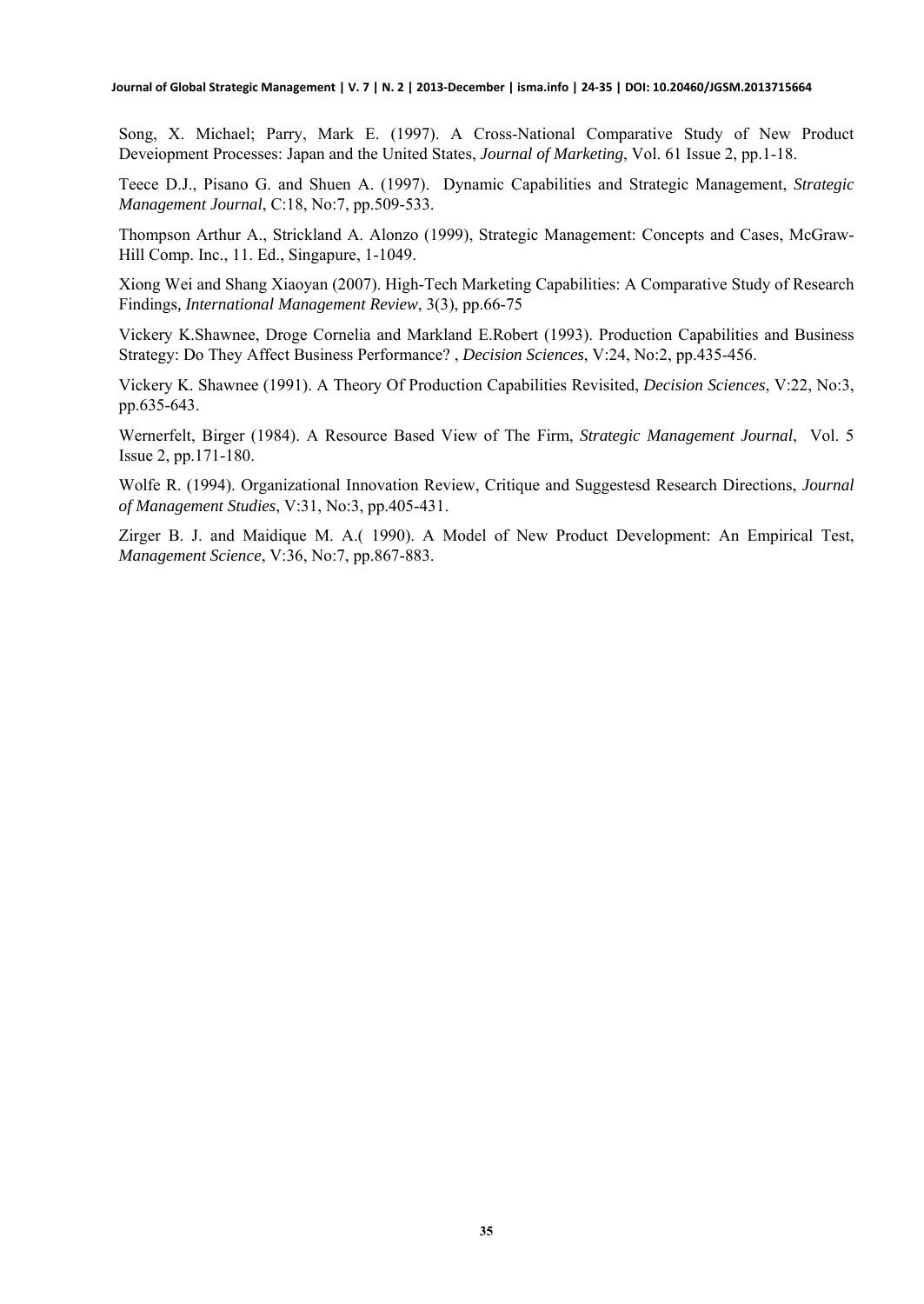Song, X. Michael; Parry, Mark E. (1997). A Cross-National Comparative Study of New Product Deveiopment Processes: Japan and the United States, *Journal of Marketing*, Vol. 61 Issue 2, pp.1-18.

Teece D.J., Pisano G. and Shuen A. (1997). Dynamic Capabilities and Strategic Management, *Strategic Management Journal*, C:18, No:7, pp.509-533.

Thompson Arthur A., Strickland A. Alonzo (1999), Strategic Management: Concepts and Cases, McGraw-Hill Comp. Inc., 11. Ed., Singapure, 1-1049.

Xiong Wei and Shang Xiaoyan (2007). High-Tech Marketing Capabilities: A Comparative Study of Research Findings, *International Management Review*, 3(3), pp.66-75

Vickery K.Shawnee, Droge Cornelia and Markland E.Robert (1993). Production Capabilities and Business Strategy: Do They Affect Business Performance? , *Decision Sciences*, V:24, No:2, pp.435-456.

Vickery K. Shawnee (1991). A Theory Of Production Capabilities Revisited, *Decision Sciences*, V:22, No:3, pp.635-643.

Wernerfelt, Birger (1984). A Resource Based View of The Firm, *Strategic Management Journal*, Vol. 5 Issue 2, pp.171-180.

Wolfe R. (1994). Organizational Innovation Review, Critique and Suggestesd Research Directions, *Journal of Management Studies*, V:31, No:3, pp.405-431.

Zirger B. J. and Maidique M. A.( 1990). A Model of New Product Development: An Empirical Test, *Management Science*, V:36, No:7, pp.867-883.